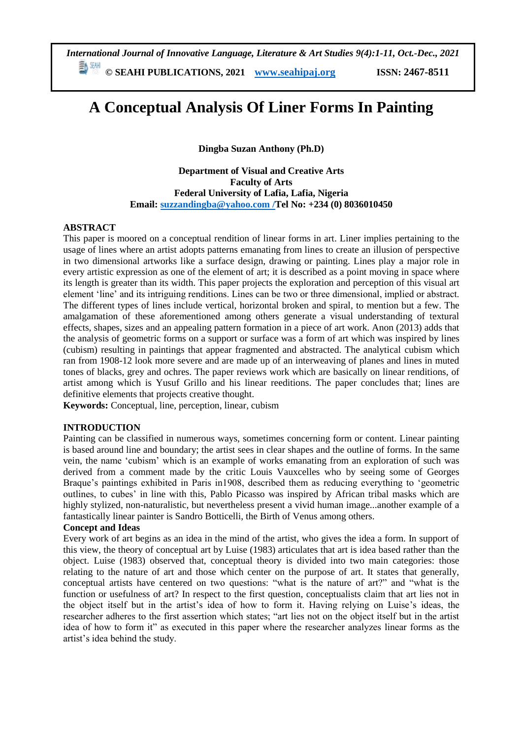# A Conceptual Analysis Of Liner Forms In Painting

**Dingba Suzan Anthony (Ph.D)**

**Department of Visual and Creative Arts**
**Faculty of Arts**
**Federal University of Lafia, Lafia, Nigeria**
**Email: suzzandingba@yahoo.com /Tel No: +234 (0) 8036010450**

## ABSTRACT

This paper is moored on a conceptual rendition of linear forms in art. Liner implies pertaining to the usage of lines where an artist adopts patterns emanating from lines to create an illusion of perspective in two dimensional artworks like a surface design, drawing or painting. Lines play a major role in every artistic expression as one of the element of art; it is described as a point moving in space where its length is greater than its width. This paper projects the exploration and perception of this visual art element 'line' and its intriguing renditions. Lines can be two or three dimensional, implied or abstract. The different types of lines include vertical, horizontal broken and spiral, to mention but a few. The amalgamation of these aforementioned among others generate a visual understanding of textural effects, shapes, sizes and an appealing pattern formation in a piece of art work. Anon (2013) adds that the analysis of geometric forms on a support or surface was a form of art which was inspired by lines (cubism) resulting in paintings that appear fragmented and abstracted. The analytical cubism which ran from 1908-12 look more severe and are made up of an interweaving of planes and lines in muted tones of blacks, grey and ochres. The paper reviews work which are basically on linear renditions, of artist among which is Yusuf Grillo and his linear reeditions. The paper concludes that; lines are definitive elements that projects creative thought.

**Keywords:** Conceptual, line, perception, linear, cubism

## INTRODUCTION

Painting can be classified in numerous ways, sometimes concerning form or content. Linear painting is based around line and boundary; the artist sees in clear shapes and the outline of forms. In the same vein, the name 'cubism' which is an example of works emanating from an exploration of such was derived from a comment made by the critic Louis Vauxcelles who by seeing some of Georges Braque's paintings exhibited in Paris in1908, described them as reducing everything to 'geometric outlines, to cubes' in line with this, Pablo Picasso was inspired by African tribal masks which are highly stylized, non-naturalistic, but nevertheless present a vivid human image...another example of a fantastically linear painter is Sandro Botticelli, the Birth of Venus among others.

### Concept and Ideas

Every work of art begins as an idea in the mind of the artist, who gives the idea a form. In support of this view, the theory of conceptual art by Luise (1983) articulates that art is idea based rather than the object. Luise (1983) observed that, conceptual theory is divided into two main categories: those relating to the nature of art and those which center on the purpose of art. It states that generally, conceptual artists have centered on two questions: "what is the nature of art?" and "what is the function or usefulness of art? In respect to the first question, conceptualists claim that art lies not in the object itself but in the artist's idea of how to form it. Having relying on Luise's ideas, the researcher adheres to the first assertion which states; "art lies not on the object itself but in the artist idea of how to form it" as executed in this paper where the researcher analyzes linear forms as the artist's idea behind the study.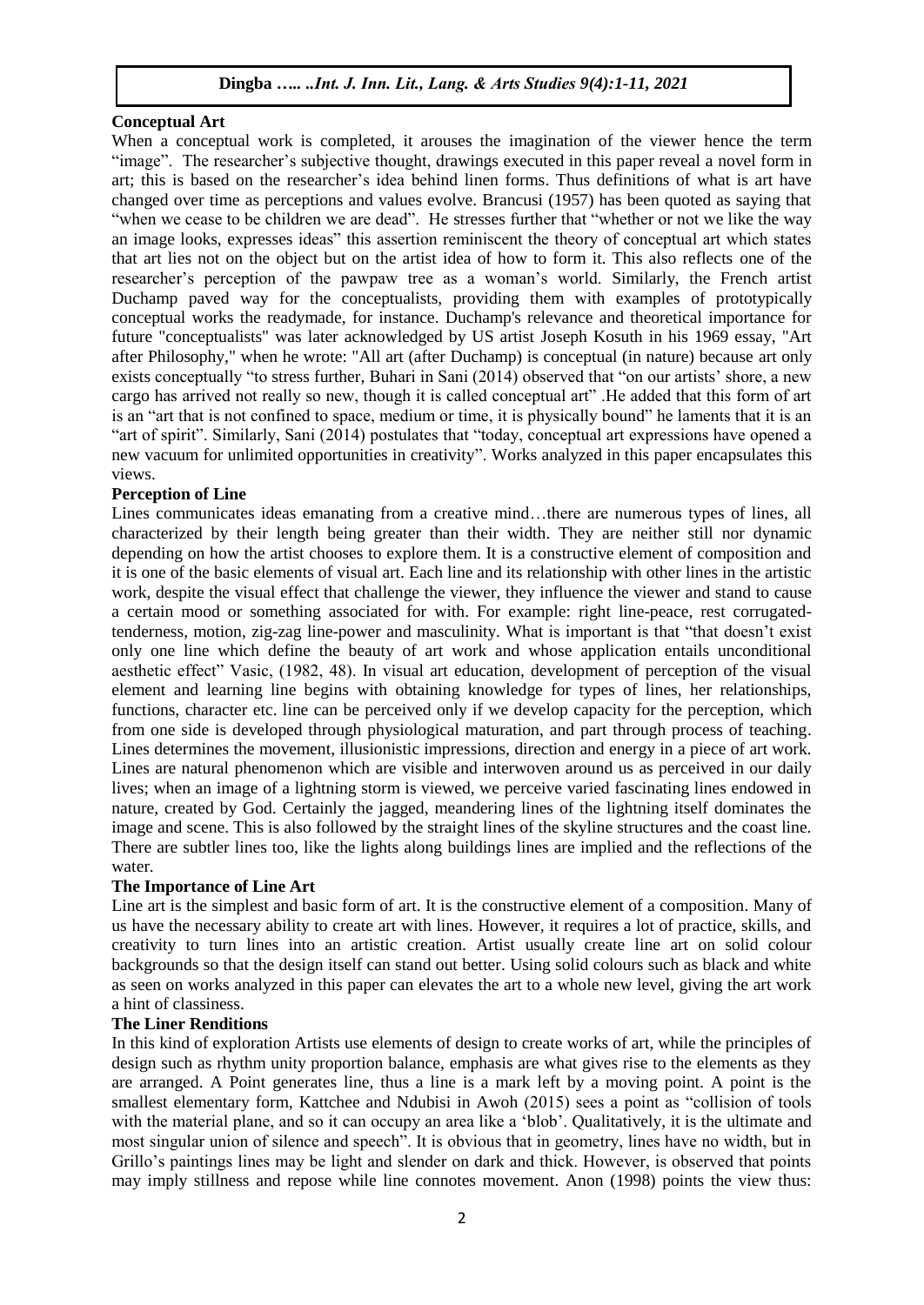**Conceptual Art**

When a conceptual work is completed, it arouses the imagination of the viewer hence the term "image". The researcher's subjective thought, drawings executed in this paper reveal a novel form in art; this is based on the researcher's idea behind linen forms. Thus definitions of what is art have changed over time as perceptions and values evolve. Brancusi (1957) has been quoted as saying that "when we cease to be children we are dead". He stresses further that "whether or not we like the way an image looks, expresses ideas" this assertion reminiscent the theory of conceptual art which states that art lies not on the object but on the artist idea of how to form it. This also reflects one of the researcher's perception of the pawpaw tree as a woman's world. Similarly, the French artist Duchamp paved way for the conceptualists, providing them with examples of prototypically conceptual works the readymade, for instance. Duchamp's relevance and theoretical importance for future "conceptualists" was later acknowledged by US artist Joseph Kosuth in his 1969 essay, "Art after Philosophy," when he wrote: "All art (after Duchamp) is conceptual (in nature) because art only exists conceptually "to stress further, Buhari in Sani (2014) observed that "on our artists' shore, a new cargo has arrived not really so new, though it is called conceptual art" .He added that this form of art is an "art that is not confined to space, medium or time, it is physically bound" he laments that it is an "art of spirit". Similarly, Sani (2014) postulates that "today, conceptual art expressions have opened a new vacuum for unlimited opportunities in creativity". Works analyzed in this paper encapsulates this views.

**Perception of Line**

Lines communicates ideas emanating from a creative mind…there are numerous types of lines, all characterized by their length being greater than their width. They are neither still nor dynamic depending on how the artist chooses to explore them. It is a constructive element of composition and it is one of the basic elements of visual art. Each line and its relationship with other lines in the artistic work, despite the visual effect that challenge the viewer, they influence the viewer and stand to cause a certain mood or something associated for with. For example: right line-peace, rest corrugated-tenderness, motion, zig-zag line-power and masculinity. What is important is that "that doesn't exist only one line which define the beauty of art work and whose application entails unconditional aesthetic effect" Vasic, (1982, 48). In visual art education, development of perception of the visual element and learning line begins with obtaining knowledge for types of lines, her relationships, functions, character etc. line can be perceived only if we develop capacity for the perception, which from one side is developed through physiological maturation, and part through process of teaching. Lines determines the movement, illusionistic impressions, direction and energy in a piece of art work. Lines are natural phenomenon which are visible and interwoven around us as perceived in our daily lives; when an image of a lightning storm is viewed, we perceive varied fascinating lines endowed in nature, created by God. Certainly the jagged, meandering lines of the lightning itself dominates the image and scene. This is also followed by the straight lines of the skyline structures and the coast line. There are subtler lines too, like the lights along buildings lines are implied and the reflections of the water.

**The Importance of Line Art**

Line art is the simplest and basic form of art. It is the constructive element of a composition. Many of us have the necessary ability to create art with lines. However, it requires a lot of practice, skills, and creativity to turn lines into an artistic creation. Artist usually create line art on solid colour backgrounds so that the design itself can stand out better. Using solid colours such as black and white as seen on works analyzed in this paper can elevates the art to a whole new level, giving the art work a hint of classiness.

**The Liner Renditions**

In this kind of exploration Artists use elements of design to create works of art, while the principles of design such as rhythm unity proportion balance, emphasis are what gives rise to the elements as they are arranged. A Point generates line, thus a line is a mark left by a moving point. A point is the smallest elementary form, Kattchee and Ndubisi in Awoh (2015) sees a point as "collision of tools with the material plane, and so it can occupy an area like a 'blob'. Qualitatively, it is the ultimate and most singular union of silence and speech". It is obvious that in geometry, lines have no width, but in Grillo's paintings lines may be light and slender on dark and thick. However, is observed that points may imply stillness and repose while line connotes movement. Anon (1998) points the view thus: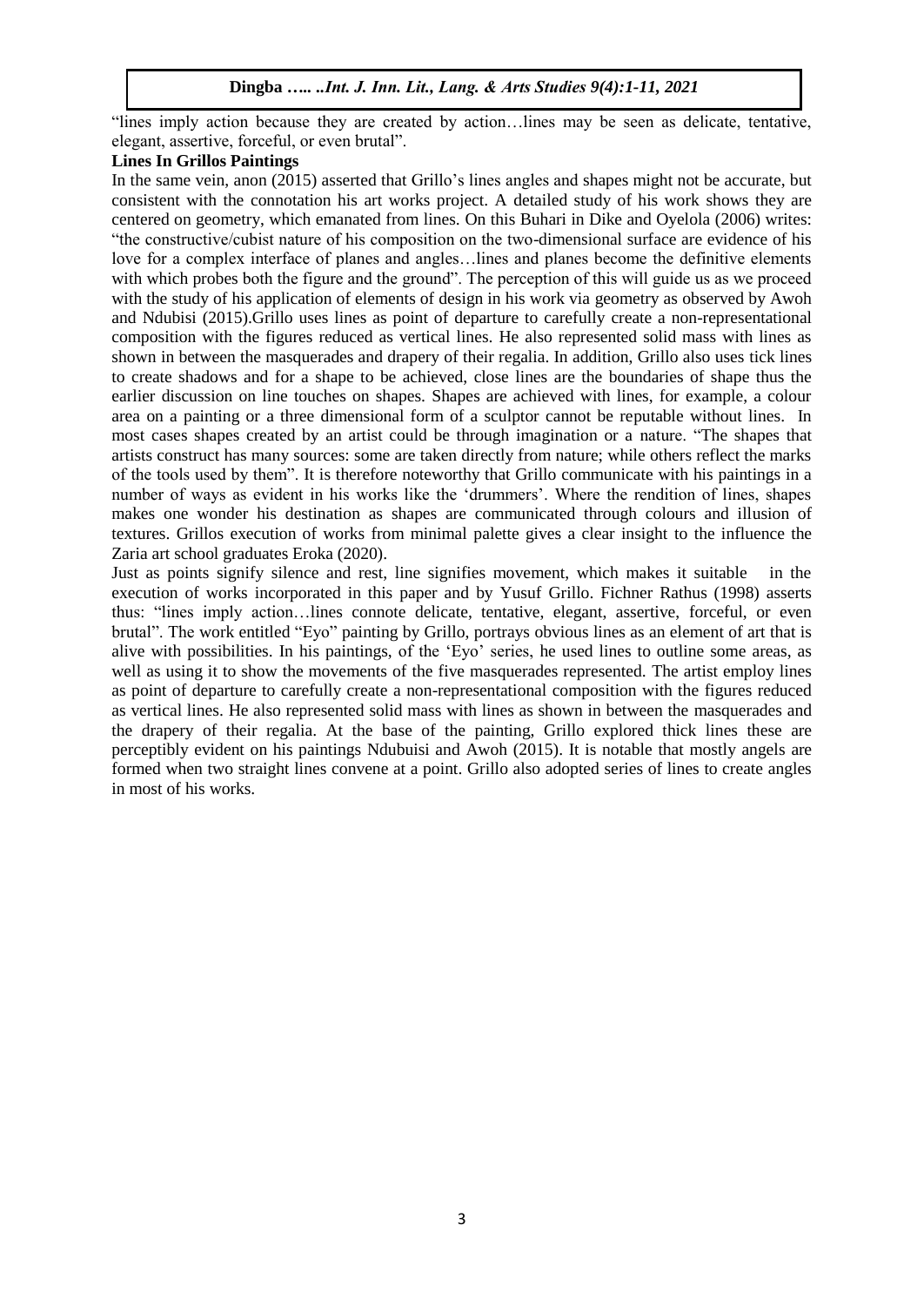"lines imply action because they are created by action…lines may be seen as delicate, tentative, elegant, assertive, forceful, or even brutal".

**Lines In Grillos Paintings**

In the same vein, anon (2015) asserted that Grillo's lines angles and shapes might not be accurate, but consistent with the connotation his art works project. A detailed study of his work shows they are centered on geometry, which emanated from lines. On this Buhari in Dike and Oyelola (2006) writes: "the constructive/cubist nature of his composition on the two-dimensional surface are evidence of his love for a complex interface of planes and angles…lines and planes become the definitive elements with which probes both the figure and the ground". The perception of this will guide us as we proceed with the study of his application of elements of design in his work via geometry as observed by Awoh and Ndubisi (2015).Grillo uses lines as point of departure to carefully create a non-representational composition with the figures reduced as vertical lines. He also represented solid mass with lines as shown in between the masquerades and drapery of their regalia. In addition, Grillo also uses tick lines to create shadows and for a shape to be achieved, close lines are the boundaries of shape thus the earlier discussion on line touches on shapes. Shapes are achieved with lines, for example, a colour area on a painting or a three dimensional form of a sculptor cannot be reputable without lines. In most cases shapes created by an artist could be through imagination or a nature. "The shapes that artists construct has many sources: some are taken directly from nature; while others reflect the marks of the tools used by them". It is therefore noteworthy that Grillo communicate with his paintings in a number of ways as evident in his works like the 'drummers'. Where the rendition of lines, shapes makes one wonder his destination as shapes are communicated through colours and illusion of textures. Grillos execution of works from minimal palette gives a clear insight to the influence the Zaria art school graduates Eroka (2020).

Just as points signify silence and rest, line signifies movement, which makes it suitable in the execution of works incorporated in this paper and by Yusuf Grillo. Fichner Rathus (1998) asserts thus: "lines imply action…lines connote delicate, tentative, elegant, assertive, forceful, or even brutal". The work entitled "Eyo" painting by Grillo, portrays obvious lines as an element of art that is alive with possibilities. In his paintings, of the 'Eyo' series, he used lines to outline some areas, as well as using it to show the movements of the five masquerades represented. The artist employ lines as point of departure to carefully create a non-representational composition with the figures reduced as vertical lines. He also represented solid mass with lines as shown in between the masquerades and the drapery of their regalia. At the base of the painting, Grillo explored thick lines these are perceptibly evident on his paintings Ndubuisi and Awoh (2015). It is notable that mostly angels are formed when two straight lines convene at a point. Grillo also adopted series of lines to create angles in most of his works.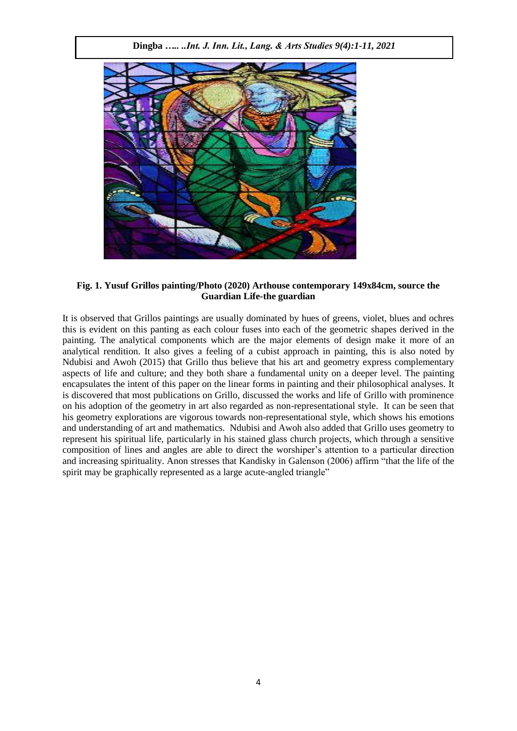**Fig. 1. Yusuf Grillos painting/Photo (2020) Arthouse contemporary 149x84cm, source the Guardian Life-the guardian**

It is observed that Grillos paintings are usually dominated by hues of greens, violet, blues and ochres this is evident on this panting as each colour fuses into each of the geometric shapes derived in the painting. The analytical components which are the major elements of design make it more of an analytical rendition. It also gives a feeling of a cubist approach in painting, this is also noted by Ndubisi and Awoh (2015) that Grillo thus believe that his art and geometry express complementary aspects of life and culture; and they both share a fundamental unity on a deeper level. The painting encapsulates the intent of this paper on the linear forms in painting and their philosophical analyses. It is discovered that most publications on Grillo, discussed the works and life of Grillo with prominence on his adoption of the geometry in art also regarded as non-representational style. It can be seen that his geometry explorations are vigorous towards non-representational style, which shows his emotions and understanding of art and mathematics. Ndubisi and Awoh also added that Grillo uses geometry to represent his spiritual life, particularly in his stained glass church projects, which through a sensitive composition of lines and angles are able to direct the worshiper's attention to a particular direction and increasing spirituality. Anon stresses that Kandisky in Galenson (2006) affirm "that the life of the spirit may be graphically represented as a large acute-angled triangle"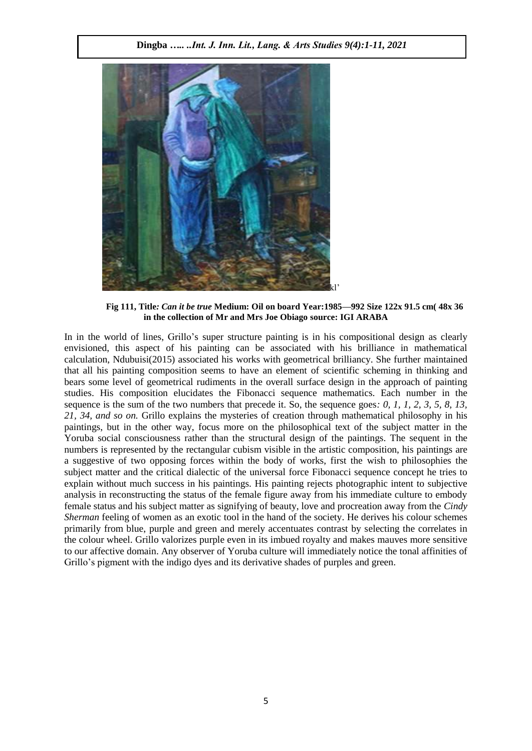kl'

**Fig 111, Title*: Can it be true* Medium: Oil on board Year:1985—992 Size 122x 91.5 cm( 48x 36 in the collection of Mr and Mrs Joe Obiago source: IGI ARABA**

In in the world of lines, Grillo's super structure painting is in his compositional design as clearly envisioned, this aspect of his painting can be associated with his brilliance in mathematical calculation, Ndubuisi(2015) associated his works with geometrical brilliancy. She further maintained that all his painting composition seems to have an element of scientific scheming in thinking and bears some level of geometrical rudiments in the overall surface design in the approach of painting studies. His composition elucidates the Fibonacci sequence mathematics. Each number in the sequence is the sum of the two numbers that precede it. So, the sequence goes*: 0, 1, 1, 2, 3, 5, 8, 13, 21, 34, and so on.* Grillo explains the mysteries of creation through mathematical philosophy in his paintings, but in the other way, focus more on the philosophical text of the subject matter in the Yoruba social consciousness rather than the structural design of the paintings. The sequent in the numbers is represented by the rectangular cubism visible in the artistic composition, his paintings are a suggestive of two opposing forces within the body of works, first the wish to philosophies the subject matter and the critical dialectic of the universal force Fibonacci sequence concept he tries to explain without much success in his paintings. His painting rejects photographic intent to subjective analysis in reconstructing the status of the female figure away from his immediate culture to embody female status and his subject matter as signifying of beauty, love and procreation away from the *Cindy Sherman* feeling of women as an exotic tool in the hand of the society. He derives his colour schemes primarily from blue, purple and green and merely accentuates contrast by selecting the correlates in the colour wheel. Grillo valorizes purple even in its imbued royalty and makes mauves more sensitive to our affective domain. Any observer of Yoruba culture will immediately notice the tonal affinities of Grillo's pigment with the indigo dyes and its derivative shades of purples and green.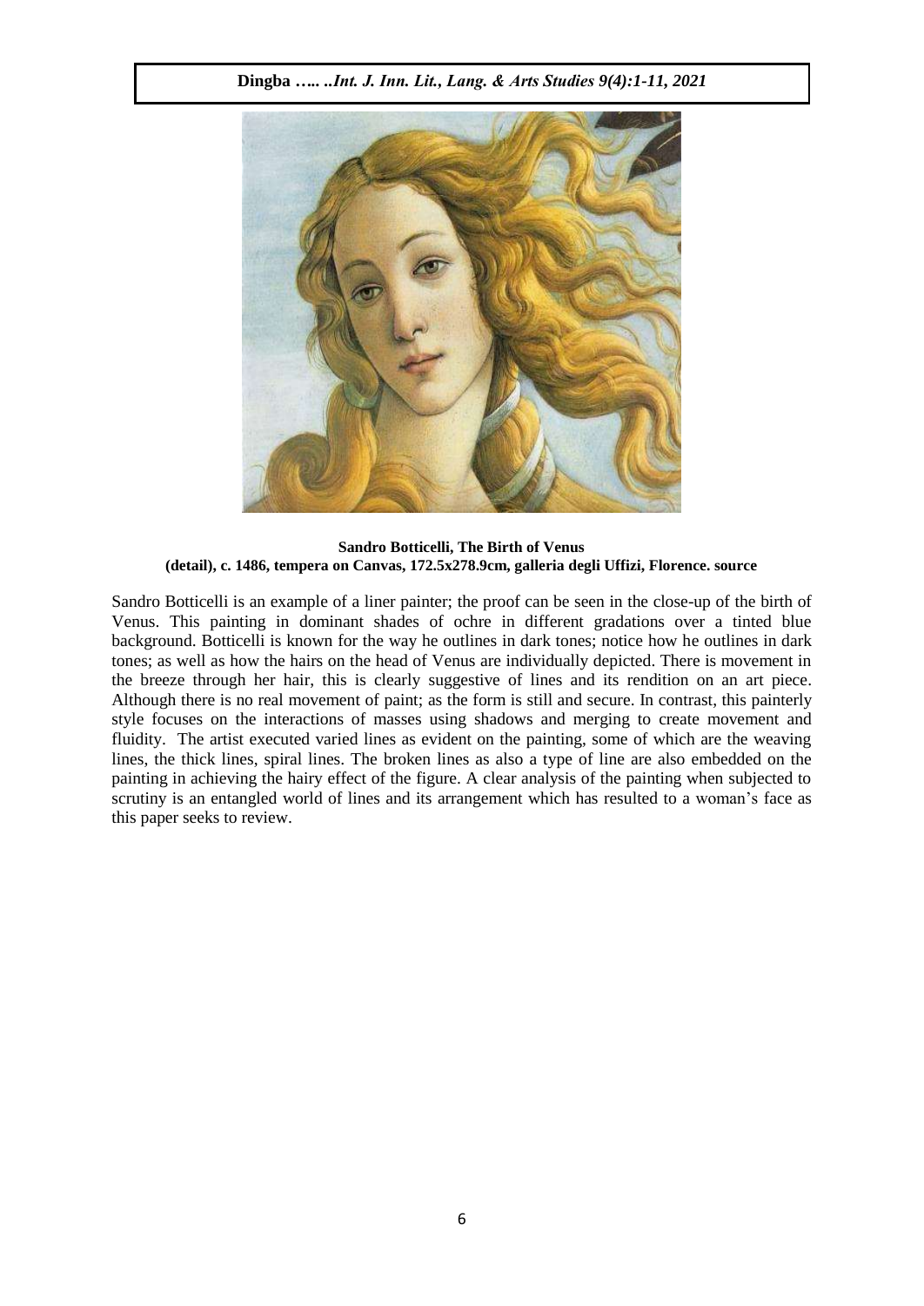**Sandro Botticelli, The Birth of Venus**
**(detail), c. 1486, tempera on Canvas, 172.5x278.9cm, galleria degli Uffizi, Florence. source**

Sandro Botticelli is an example of a liner painter; the proof can be seen in the close-up of the birth of Venus. This painting in dominant shades of ochre in different gradations over a tinted blue background. Botticelli is known for the way he outlines in dark tones; notice how he outlines in dark tones; as well as how the hairs on the head of Venus are individually depicted. There is movement in the breeze through her hair, this is clearly suggestive of lines and its rendition on an art piece. Although there is no real movement of paint; as the form is still and secure. In contrast, this painterly style focuses on the interactions of masses using shadows and merging to create movement and fluidity. The artist executed varied lines as evident on the painting, some of which are the weaving lines, the thick lines, spiral lines. The broken lines as also a type of line are also embedded on the painting in achieving the hairy effect of the figure. A clear analysis of the painting when subjected to scrutiny is an entangled world of lines and its arrangement which has resulted to a woman's face as this paper seeks to review.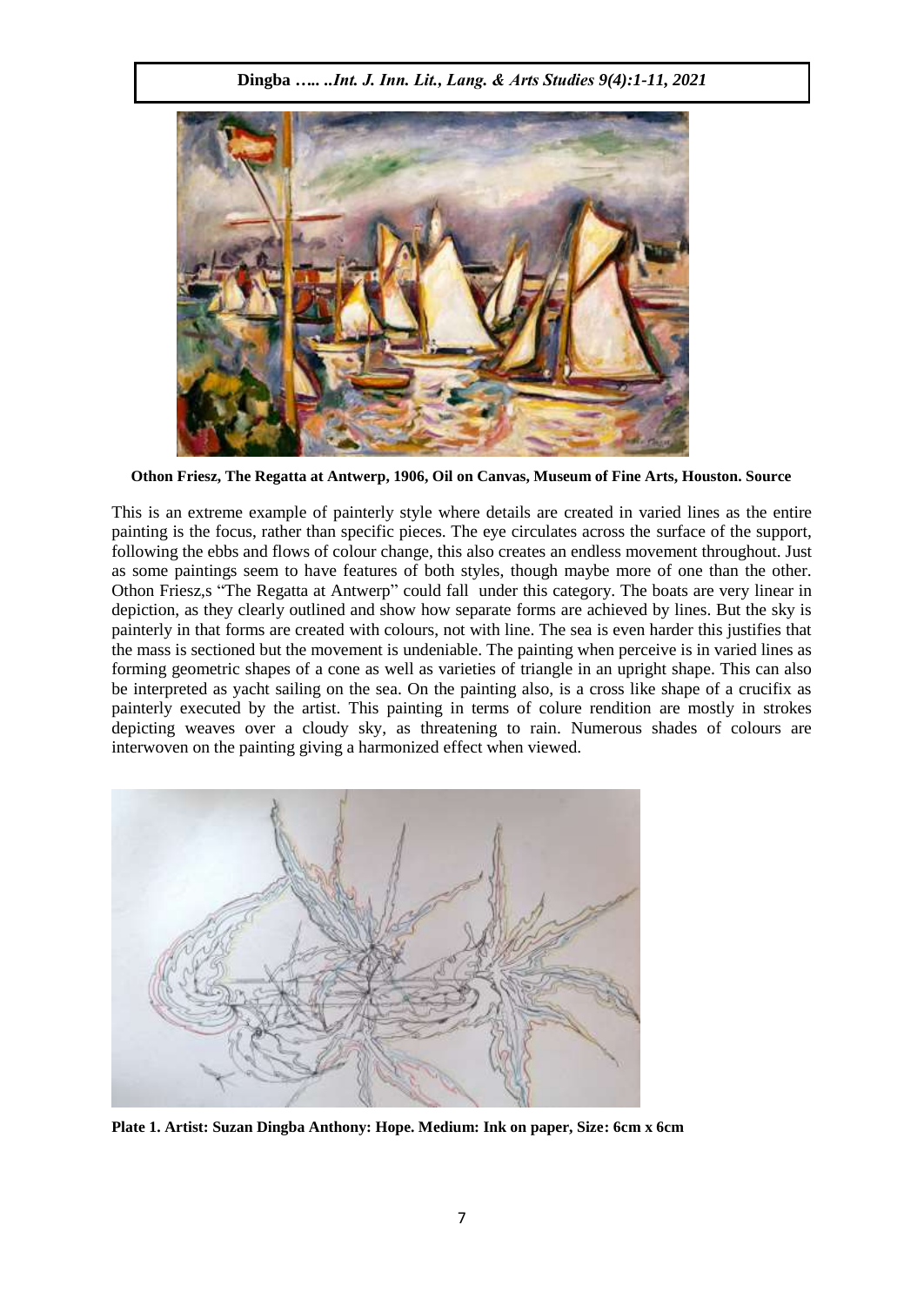**Othon Friesz, The Regatta at Antwerp, 1906, Oil on Canvas, Museum of Fine Arts, Houston. Source**

This is an extreme example of painterly style where details are created in varied lines as the entire painting is the focus, rather than specific pieces. The eye circulates across the surface of the support, following the ebbs and flows of colour change, this also creates an endless movement throughout. Just as some paintings seem to have features of both styles, though maybe more of one than the other. Othon Friesz,s "The Regatta at Antwerp" could fall under this category. The boats are very linear in depiction, as they clearly outlined and show how separate forms are achieved by lines. But the sky is painterly in that forms are created with colours, not with line. The sea is even harder this justifies that the mass is sectioned but the movement is undeniable. The painting when perceive is in varied lines as forming geometric shapes of a cone as well as varieties of triangle in an upright shape. This can also be interpreted as yacht sailing on the sea. On the painting also, is a cross like shape of a crucifix as painterly executed by the artist. This painting in terms of colure rendition are mostly in strokes depicting weaves over a cloudy sky, as threatening to rain. Numerous shades of colours are interwoven on the painting giving a harmonized effect when viewed.

**Plate 1. Artist: Suzan Dingba Anthony: Hope. Medium: Ink on paper, Size: 6cm x 6cm**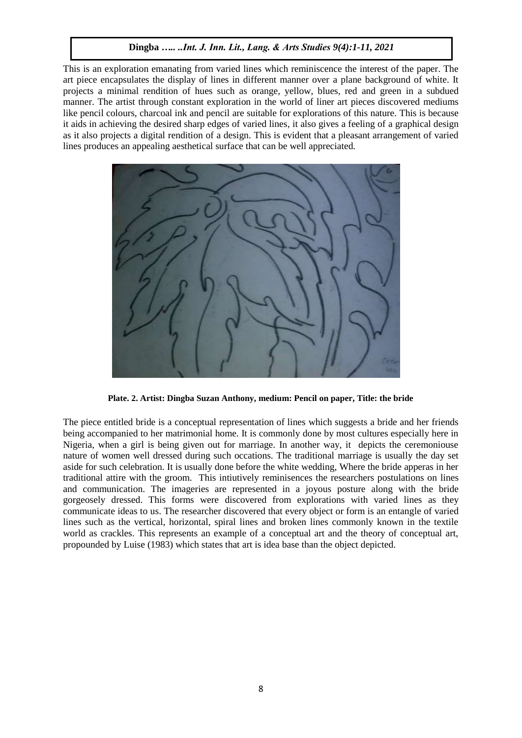This is an exploration emanating from varied lines which reminiscence the interest of the paper. The art piece encapsulates the display of lines in different manner over a plane background of white. It projects a minimal rendition of hues such as orange, yellow, blues, red and green in a subdued manner. The artist through constant exploration in the world of liner art pieces discovered mediums like pencil colours, charcoal ink and pencil are suitable for explorations of this nature. This is because it aids in achieving the desired sharp edges of varied lines, it also gives a feeling of a graphical design as it also projects a digital rendition of a design. This is evident that a pleasant arrangement of varied lines produces an appealing aesthetical surface that can be well appreciated.

**Plate. 2. Artist: Dingba Suzan Anthony, medium: Pencil on paper, Title: the bride**

The piece entitled bride is a conceptual representation of lines which suggests a bride and her friends being accompanied to her matrimonial home. It is commonly done by most cultures especially here in Nigeria, when a girl is being given out for marriage. In another way, it depicts the ceremoniouse nature of women well dressed during such occations. The traditional marriage is usually the day set aside for such celebration. It is usually done before the white wedding, Where the bride apperas in her traditional attire with the groom. This intiutively reminisences the researchers postulations on lines and communication. The imageries are represented in a joyous posture along with the bride gorgeosely dressed. This forms were discovered from explorations with varied lines as they communicate ideas to us. The researcher discovered that every object or form is an entangle of varied lines such as the vertical, horizontal, spiral lines and broken lines commonly known in the textile world as crackles. This represents an example of a conceptual art and the theory of conceptual art, propounded by Luise (1983) which states that art is idea base than the object depicted.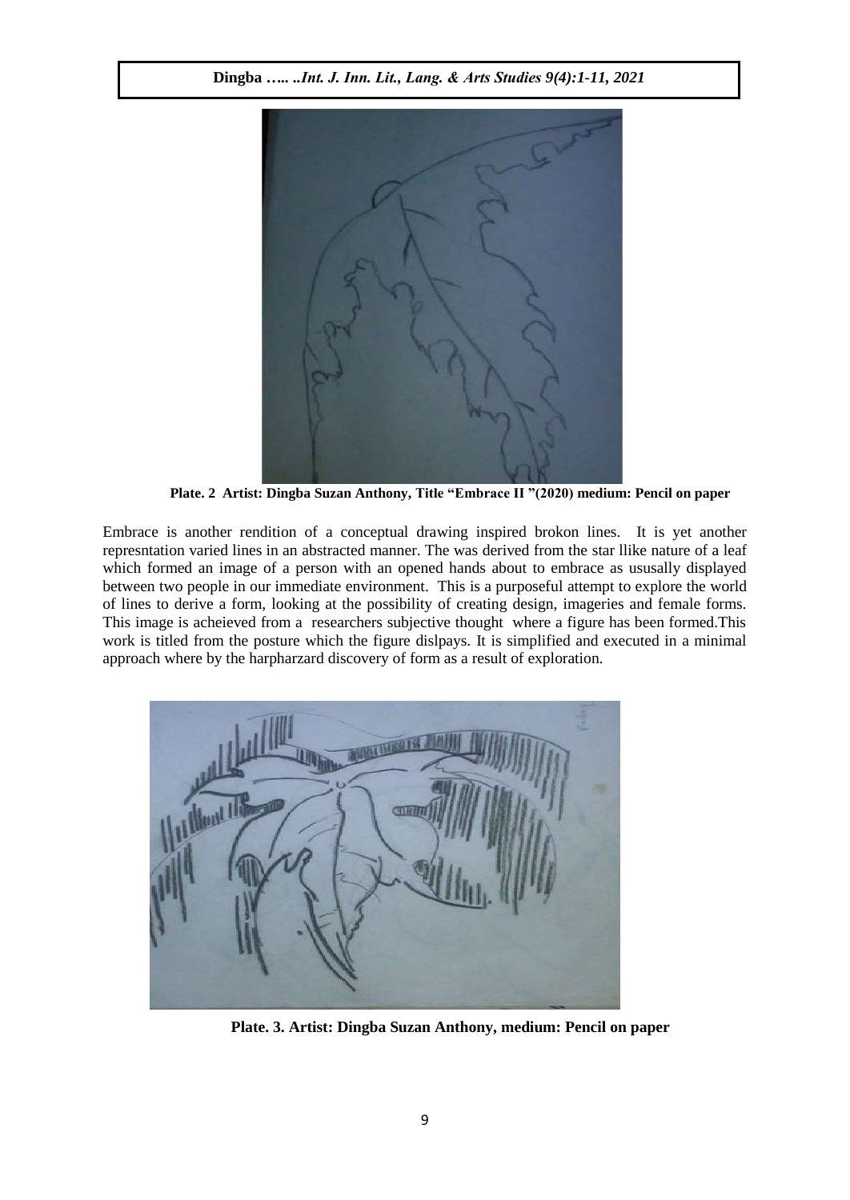**Plate. 2 Artist: Dingba Suzan Anthony, Title "Embrace II "(2020) medium: Pencil on paper**

Embrace is another rendition of a conceptual drawing inspired brokon lines. It is yet another represntation varied lines in an abstracted manner. The was derived from the star llike nature of a leaf which formed an image of a person with an opened hands about to embrace as ususally displayed between two people in our immediate environment. This is a purposeful attempt to explore the world of lines to derive a form, looking at the possibility of creating design, imageries and female forms. This image is acheieved from a researchers subjective thought where a figure has been formed.This work is titled from the posture which the figure dislpays. It is simplified and executed in a minimal approach where by the harpharzard discovery of form as a result of exploration.

**Plate. 3. Artist: Dingba Suzan Anthony, medium: Pencil on paper**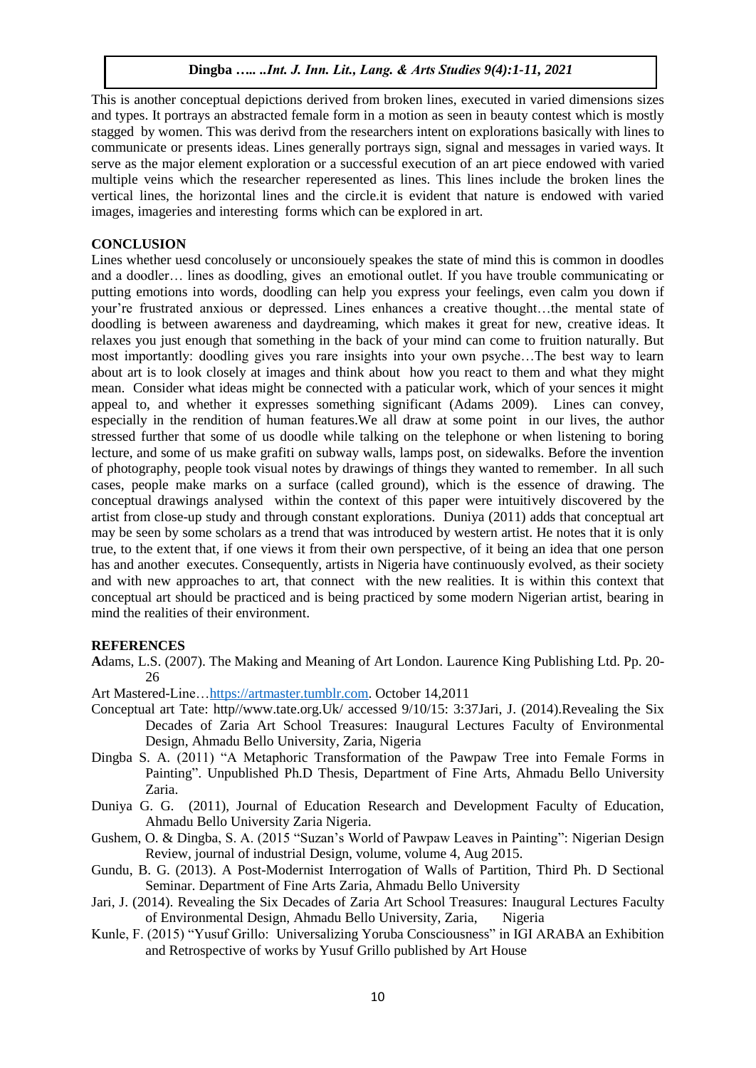This is another conceptual depictions derived from broken lines, executed in varied dimensions sizes and types. It portrays an abstracted female form in a motion as seen in beauty contest which is mostly stagged by women. This was derivd from the researchers intent on explorations basically with lines to communicate or presents ideas. Lines generally portrays sign, signal and messages in varied ways. It serve as the major element exploration or a successful execution of an art piece endowed with varied multiple veins which the researcher reperesented as lines. This lines include the broken lines the vertical lines, the horizontal lines and the circle.it is evident that nature is endowed with varied images, imageries and interesting forms which can be explored in art.

## CONCLUSION

Lines whether uesd concolusely or unconsiouely speakes the state of mind this is common in doodles and a doodler… lines as doodling, gives an emotional outlet. If you have trouble communicating or putting emotions into words, doodling can help you express your feelings, even calm you down if your're frustrated anxious or depressed. Lines enhances a creative thought…the mental state of doodling is between awareness and daydreaming, which makes it great for new, creative ideas. It relaxes you just enough that something in the back of your mind can come to fruition naturally. But most importantly: doodling gives you rare insights into your own psyche…The best way to learn about art is to look closely at images and think about how you react to them and what they might mean. Consider what ideas might be connected with a paticular work, which of your sences it might appeal to, and whether it expresses something significant (Adams 2009). Lines can convey, especially in the rendition of human features.We all draw at some point in our lives, the author stressed further that some of us doodle while talking on the telephone or when listening to boring lecture, and some of us make grafiti on subway walls, lamps post, on sidewalks. Before the invention of photography, people took visual notes by drawings of things they wanted to remember. In all such cases, people make marks on a surface (called ground), which is the essence of drawing. The conceptual drawings analysed within the context of this paper were intuitively discovered by the artist from close-up study and through constant explorations. Duniya (2011) adds that conceptual art may be seen by some scholars as a trend that was introduced by western artist. He notes that it is only true, to the extent that, if one views it from their own perspective, of it being an idea that one person has and another executes. Consequently, artists in Nigeria have continuously evolved, as their society and with new approaches to art, that connect with the new realities. It is within this context that conceptual art should be practiced and is being practiced by some modern Nigerian artist, bearing in mind the realities of their environment.

## REFERENCES

Adams, L.S. (2007). The Making and Meaning of Art London. Laurence King Publishing Ltd. Pp. 20-26

Art Mastered-Line…https://artmaster.tumblr.com. October 14,2011

Conceptual art Tate: http//www.tate.org.Uk/ accessed 9/10/15: 3:37Jari, J. (2014).Revealing the Six Decades of Zaria Art School Treasures: Inaugural Lectures Faculty of Environmental Design, Ahmadu Bello University, Zaria, Nigeria

Dingba S. A. (2011) "A Metaphoric Transformation of the Pawpaw Tree into Female Forms in Painting". Unpublished Ph.D Thesis, Department of Fine Arts, Ahmadu Bello University Zaria.

Duniya G. G. (2011), Journal of Education Research and Development Faculty of Education, Ahmadu Bello University Zaria Nigeria.

Gushem, O. & Dingba, S. A. (2015 "Suzan's World of Pawpaw Leaves in Painting": Nigerian Design Review, journal of industrial Design, volume, volume 4, Aug 2015.

Gundu, B. G. (2013). A Post-Modernist Interrogation of Walls of Partition, Third Ph. D Sectional Seminar. Department of Fine Arts Zaria, Ahmadu Bello University

Jari, J. (2014). Revealing the Six Decades of Zaria Art School Treasures: Inaugural Lectures Faculty of Environmental Design, Ahmadu Bello University, Zaria, Nigeria

Kunle, F. (2015) "Yusuf Grillo: Universalizing Yoruba Consciousness" in IGI ARABA an Exhibition and Retrospective of works by Yusuf Grillo published by Art House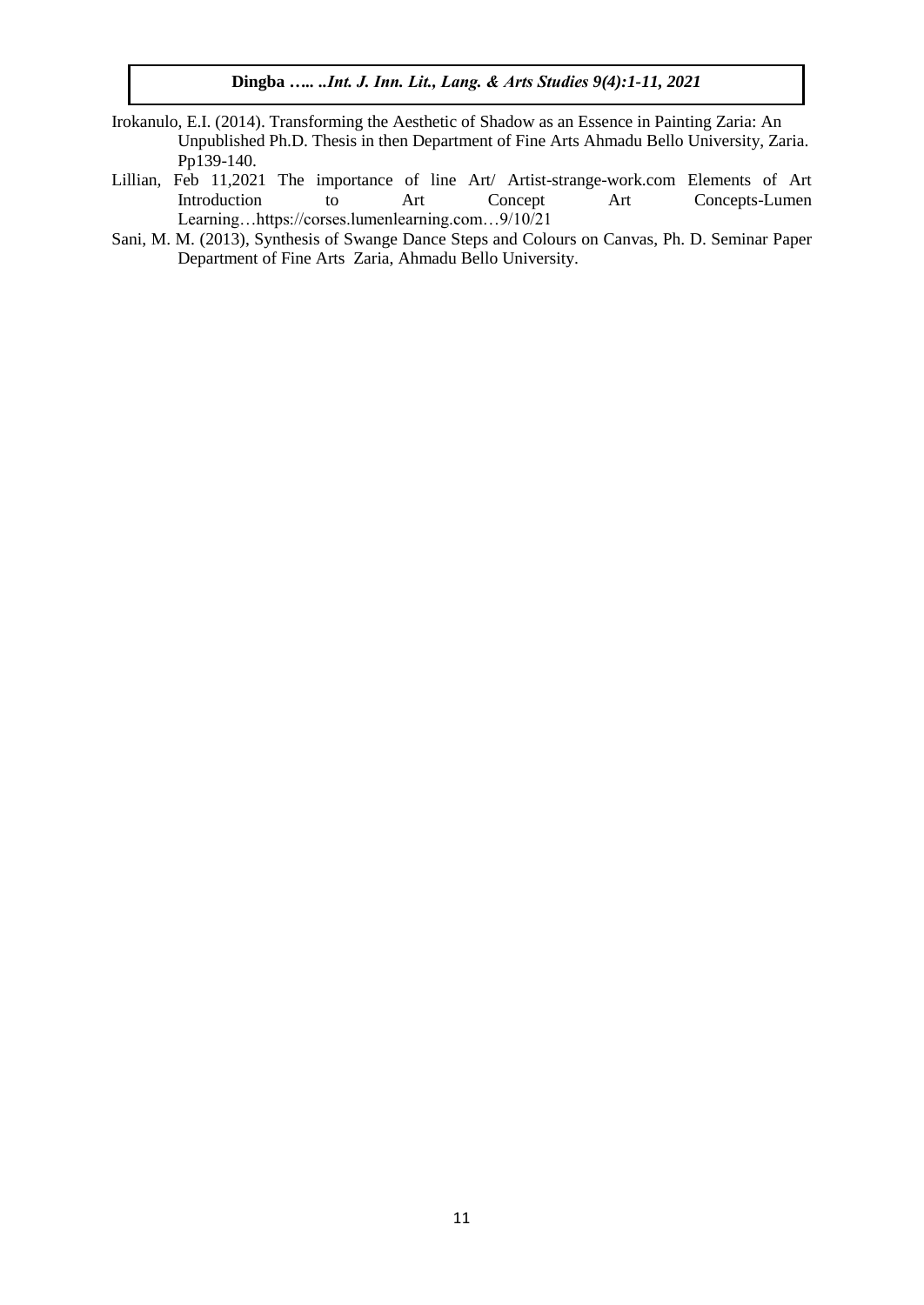Irokanulo, E.I. (2014). Transforming the Aesthetic of Shadow as an Essence in Painting Zaria: An Unpublished Ph.D. Thesis in then Department of Fine Arts Ahmadu Bello University, Zaria. Pp139-140.

Lillian, Feb 11,2021 The importance of line Art/ Artist-strange-work.com Elements of Art Introduction to Art Concept Art Concepts-Lumen Learning…https://corses.lumenlearning.com…9/10/21

Sani, M. M. (2013), Synthesis of Swange Dance Steps and Colours on Canvas, Ph. D. Seminar Paper Department of Fine Arts Zaria, Ahmadu Bello University.